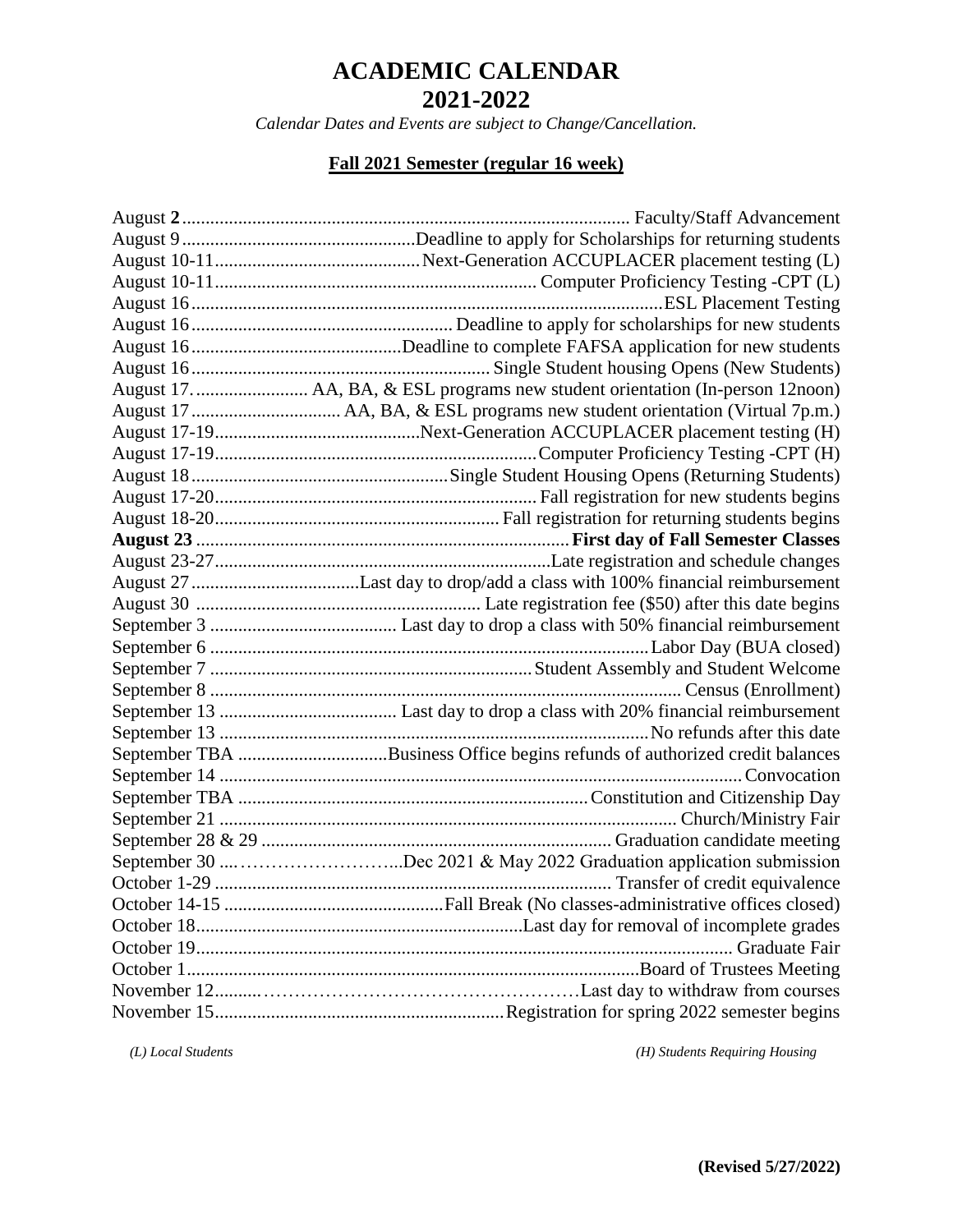# ACADEMIC CALENDAR
# 2021-2022

*Calendar Dates and Events are subject to Change/Cancellation.*

## Fall 2021 Semester (regular 16 week)

| Date | Event |
|---|---|
| August **2** | Faculty/Staff Advancement |
| August 9 | Deadline to apply for Scholarships for returning students |
| August 10-11 | Next-Generation ACCUPLACER placement testing (L) |
| August 10-11 | Computer Proficiency Testing -CPT (L) |
| August 16 | ESL Placement Testing |
| August 16 | Deadline to apply for scholarships for new students |
| August 16 | Deadline to complete FAFSA application for new students |
| August 16 | Single Student housing Opens (New Students) |
| August 17. | AA, BA, & ESL programs new student orientation (In-person 12noon) |
| August 17 | AA, BA, & ESL programs new student orientation (Virtual 7p.m.) |
| August 17-19 | Next-Generation ACCUPLACER placement testing (H) |
| August 17-19 | Computer Proficiency Testing -CPT (H) |
| August 18 | Single Student Housing Opens (Returning Students) |
| August 17-20 | Fall registration for new students begins |
| August 18-20 | Fall registration for returning students begins |
| **August 23** | **First day of Fall Semester Classes** |
| August 23-27 | Late registration and schedule changes |
| August 27 | Last day to drop/add a class with 100% financial reimbursement |
| August 30 | Late registration fee ($50) after this date begins |
| September 3 | Last day to drop a class with 50% financial reimbursement |
| September 6 | Labor Day (BUA closed) |
| September 7 | Student Assembly and Student Welcome |
| September 8 | Census (Enrollment) |
| September 13 | Last day to drop a class with 20% financial reimbursement |
| September 13 | No refunds after this date |
| September TBA | Business Office begins refunds of authorized credit balances |
| September 14 | Convocation |
| September TBA | Constitution and Citizenship Day |
| September 21 | Church/Ministry Fair |
| September 28 & 29 | Graduation candidate meeting |
| September 30 | Dec 2021 & May 2022 Graduation application submission |
| October 1-29 | Transfer of credit equivalence |
| October 14-15 | Fall Break (No classes-administrative offices closed) |
| October 18 | Last day for removal of incomplete grades |
| October 19 | Graduate Fair |
| October 1 | Board of Trustees Meeting |
| November 12 | Last day to withdraw from courses |
| November 15 | Registration for spring 2022 semester begins |

*(L) Local Students* *(H) Students Requiring Housing*

**(Revised 5/27/2022)**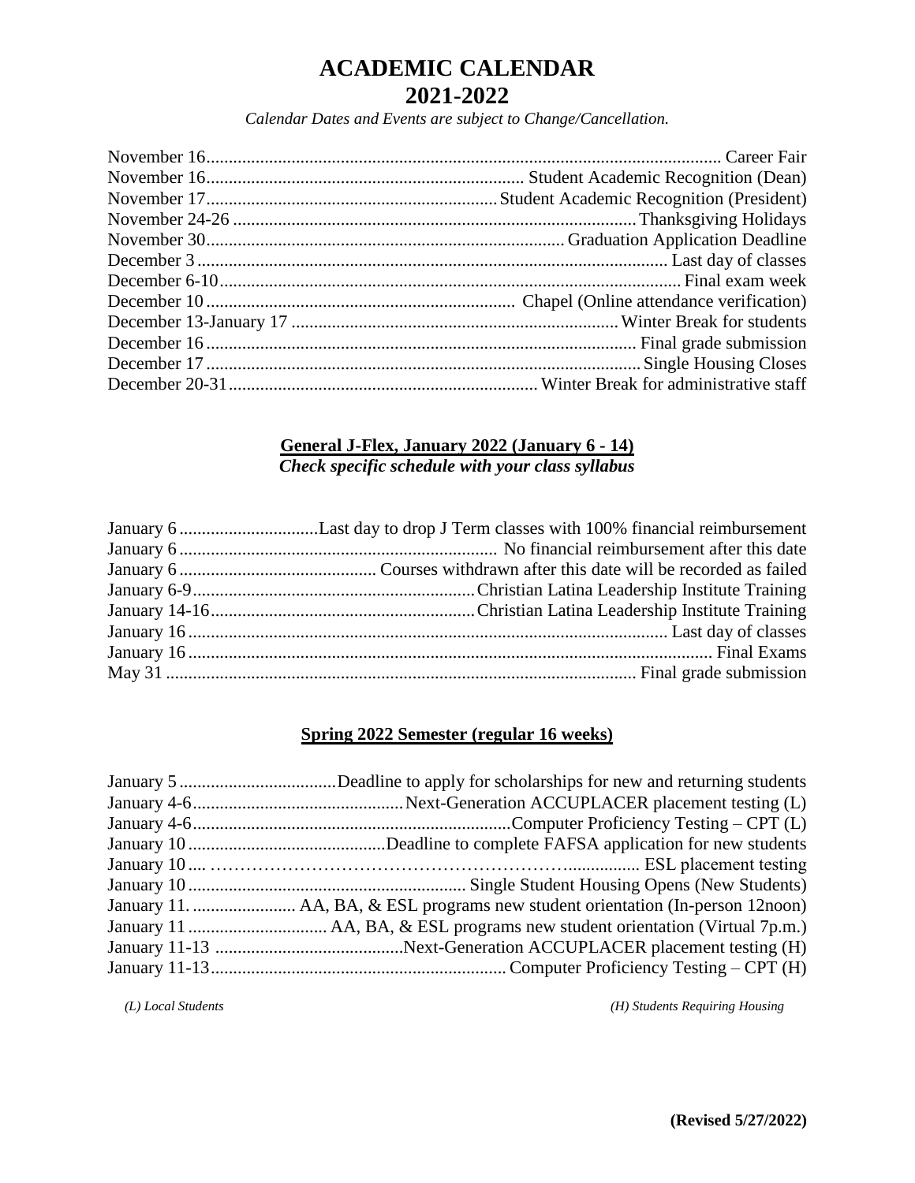# ACADEMIC CALENDAR
# 2021-2022

*Calendar Dates and Events are subject to Change/Cancellation.*

| Date | Event |
|---|---|
| November 16 | Career Fair |
| November 16 | Student Academic Recognition (Dean) |
| November 17 | Student Academic Recognition (President) |
| November 24-26 | Thanksgiving Holidays |
| November 30 | Graduation Application Deadline |
| December 3 | Last day of classes |
| December 6-10 | Final exam week |
| December 10 | Chapel (Online attendance verification) |
| December 13-January 17 | Winter Break for students |
| December 16 | Final grade submission |
| December 17 | Single Housing Closes |
| December 20-31 | Winter Break for administrative staff |

## General J-Flex, January 2022 (January 6 - 14)

***Check specific schedule with your class syllabus***

| Date | Event |
|---|---|
| January 6 | Last day to drop J Term classes with 100% financial reimbursement |
| January 6 | No financial reimbursement after this date |
| January 6 | Courses withdrawn after this date will be recorded as failed |
| January 6-9 | Christian Latina Leadership Institute Training |
| January 14-16 | Christian Latina Leadership Institute Training |
| January 16 | Last day of classes |
| January 16 | Final Exams |
| May 31 | Final grade submission |

## Spring 2022 Semester (regular 16 weeks)

| Date | Event |
|---|---|
| January 5 | Deadline to apply for scholarships for new and returning students |
| January 4-6 | Next-Generation ACCUPLACER placement testing (L) |
| January 4-6 | Computer Proficiency Testing – CPT (L) |
| January 10 | Deadline to complete FAFSA application for new students |
| January 10 | ESL placement testing |
| January 10 | Single Student Housing Opens (New Students) |
| January 11. | AA, BA, & ESL programs new student orientation (In-person 12noon) |
| January 11 | AA, BA, & ESL programs new student orientation (Virtual 7p.m.) |
| January 11-13 | Next-Generation ACCUPLACER placement testing (H) |
| January 11-13 | Computer Proficiency Testing – CPT (H) |

*(L) Local Students* *(H) Students Requiring Housing*

**(Revised 5/27/2022)**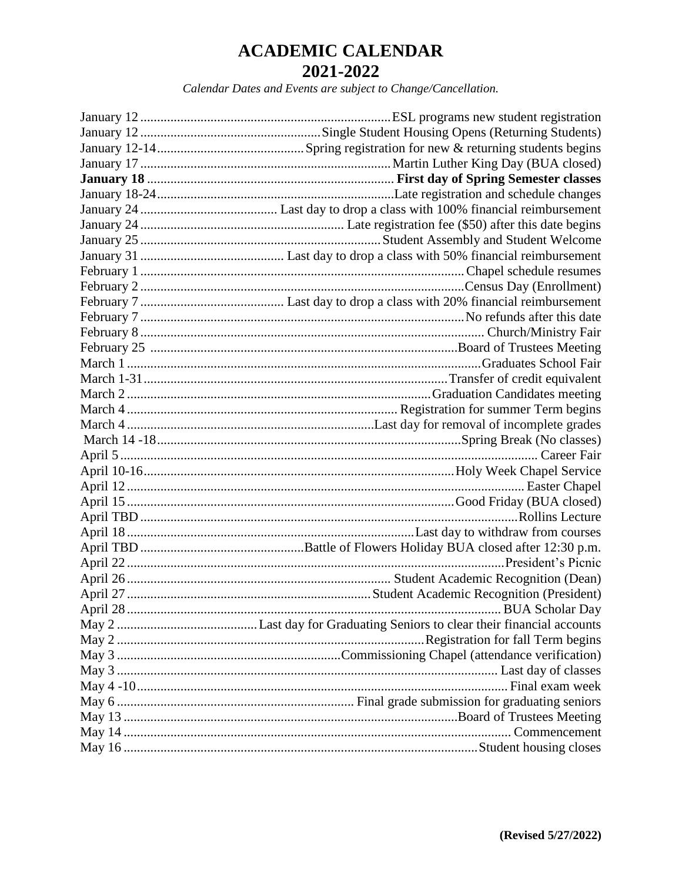# ACADEMIC CALENDAR
# 2021-2022

*Calendar Dates and Events are subject to Change/Cancellation.*

| Date | Event |
|---|---|
| January 12 | ESL programs new student registration |
| January 12 | Single Student Housing Opens (Returning Students) |
| January 12-14 | Spring registration for new & returning students begins |
| January 17 | Martin Luther King Day (BUA closed) |
| **January 18** | **First day of Spring Semester classes** |
| January 18-24 | Late registration and schedule changes |
| January 24 | Last day to drop a class with 100% financial reimbursement |
| January 24 | Late registration fee ($50) after this date begins |
| January 25 | Student Assembly and Student Welcome |
| January 31 | Last day to drop a class with 50% financial reimbursement |
| February 1 | Chapel schedule resumes |
| February 2 | Census Day (Enrollment) |
| February 7 | Last day to drop a class with 20% financial reimbursement |
| February 7 | No refunds after this date |
| February 8 | Church/Ministry Fair |
| February 25 | Board of Trustees Meeting |
| March 1 | Graduates School Fair |
| March 1-31 | Transfer of credit equivalent |
| March 2 | Graduation Candidates meeting |
| March 4 | Registration for summer Term begins |
| March 4 | Last day for removal of incomplete grades |
| March 14 -18 | Spring Break (No classes) |
| April 5 | Career Fair |
| April 10-16 | Holy Week Chapel Service |
| April 12 | Easter Chapel |
| April 15 | Good Friday (BUA closed) |
| April TBD | Rollins Lecture |
| April 18 | Last day to withdraw from courses |
| April TBD | Battle of Flowers Holiday BUA closed after 12:30 p.m. |
| April 22 | President's Picnic |
| April 26 | Student Academic Recognition (Dean) |
| April 27 | Student Academic Recognition (President) |
| April 28 | BUA Scholar Day |
| May 2 | Last day for Graduating Seniors to clear their financial accounts |
| May 2 | Registration for fall Term begins |
| May 3 | Commissioning Chapel (attendance verification) |
| May 3 | Last day of classes |
| May 4 -10 | Final exam week |
| May 6 | Final grade submission for graduating seniors |
| May 13 | Board of Trustees Meeting |
| May 14 | Commencement |
| May 16 | Student housing closes |

**(Revised 5/27/2022)**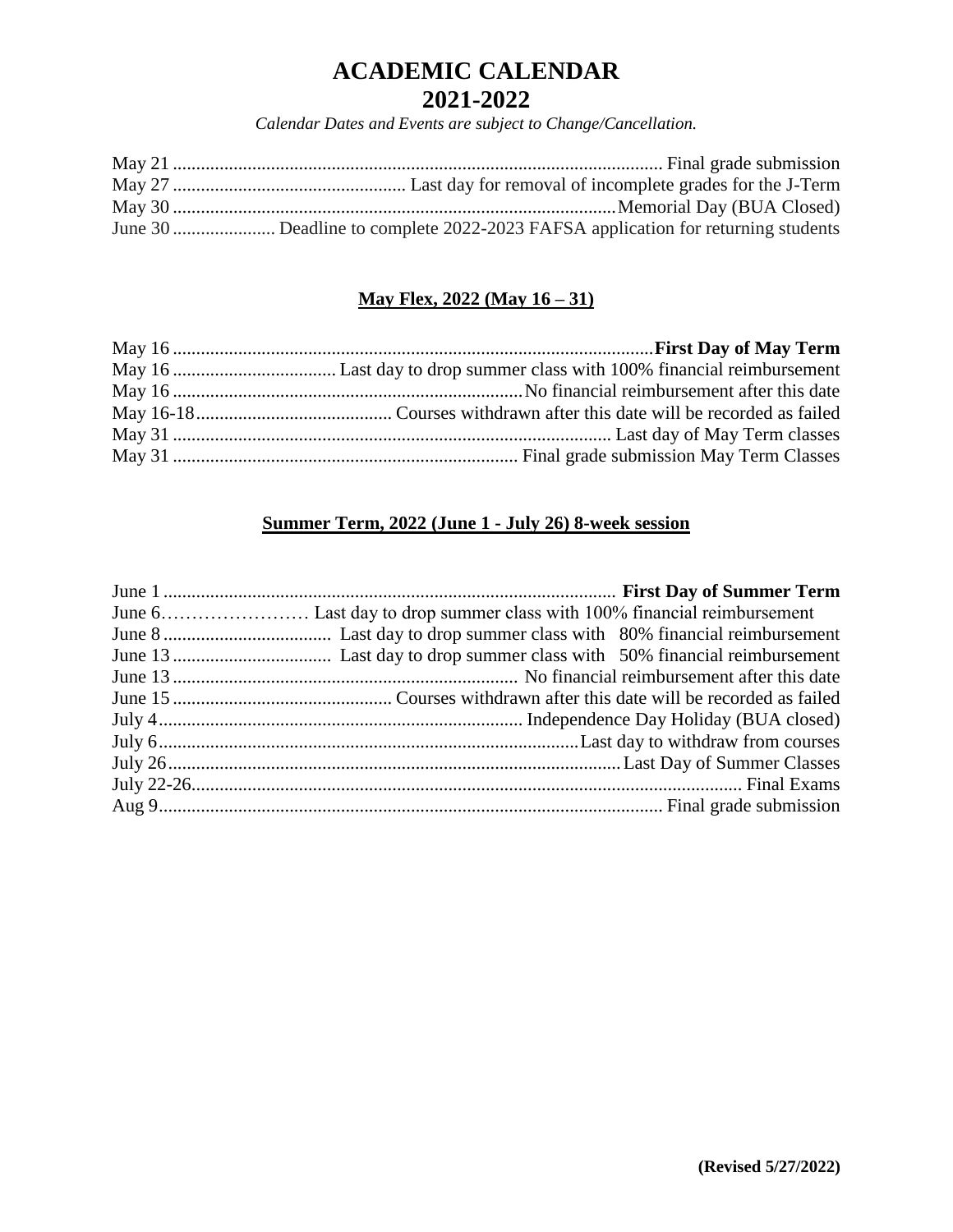# ACADEMIC CALENDAR
# 2021-2022

*Calendar Dates and Events are subject to Change/Cancellation.*

| | |
|---|---|
| May 21 | Final grade submission |
| May 27 | Last day for removal of incomplete grades for the J-Term |
| May 30 | Memorial Day (BUA Closed) |
| June 30 | Deadline to complete 2022-2023 FAFSA application for returning students |

## May Flex, 2022 (May 16 – 31)

| | |
|---|---|
| May 16 | **First Day of May Term** |
| May 16 | Last day to drop summer class with 100% financial reimbursement |
| May 16 | No financial reimbursement after this date |
| May 16-18 | Courses withdrawn after this date will be recorded as failed |
| May 31 | Last day of May Term classes |
| May 31 | Final grade submission May Term Classes |

## Summer Term, 2022 (June 1 - July 26) 8-week session

| | |
|---|---|
| June 1 | **First Day of Summer Term** |
| June 6 | Last day to drop summer class with 100% financial reimbursement |
| June 8 | Last day to drop summer class with 80% financial reimbursement |
| June 13 | Last day to drop summer class with 50% financial reimbursement |
| June 13 | No financial reimbursement after this date |
| June 15 | Courses withdrawn after this date will be recorded as failed |
| July 4 | Independence Day Holiday (BUA closed) |
| July 6 | Last day to withdraw from courses |
| July 26 | Last Day of Summer Classes |
| July 22-26 | Final Exams |
| Aug 9 | Final grade submission |

**(Revised 5/27/2022)**